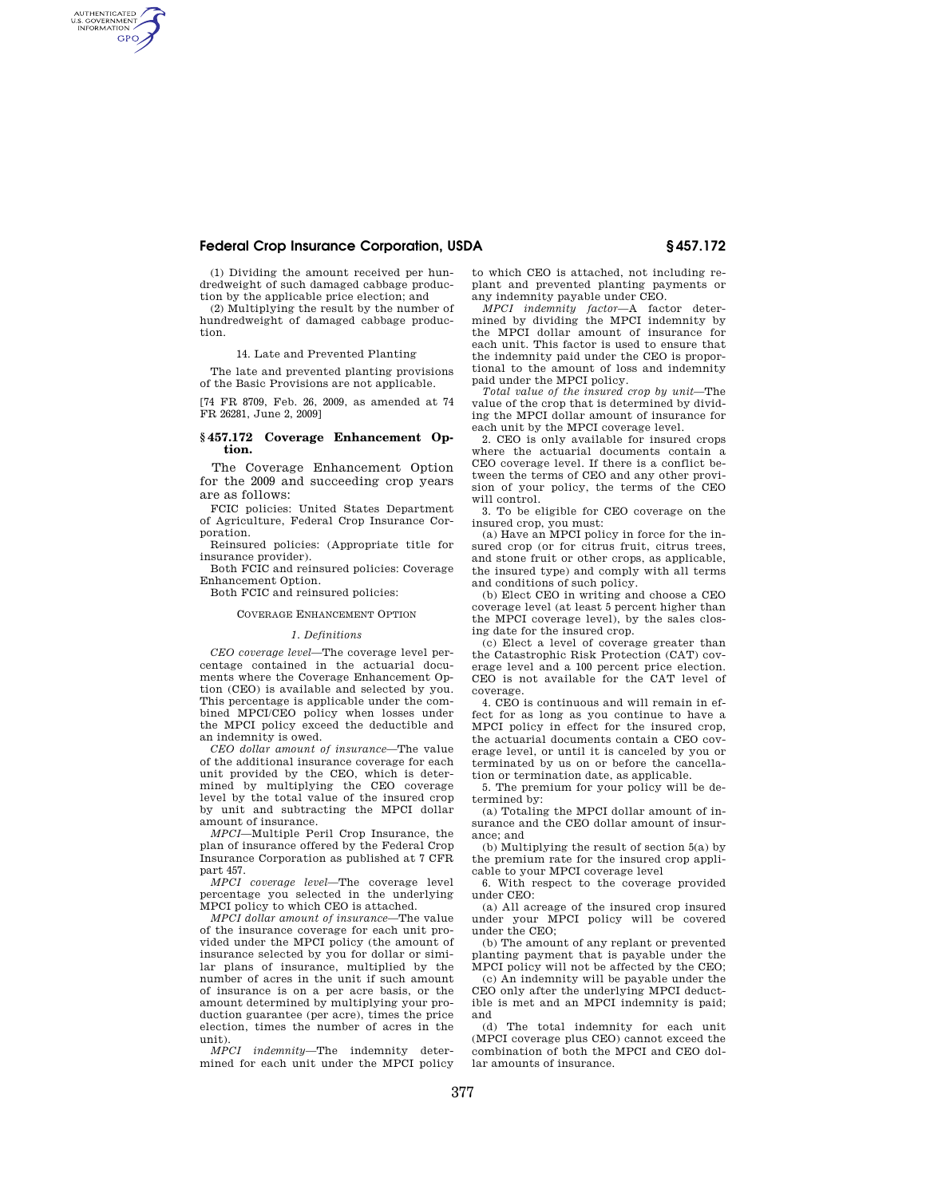(1) Dividing the amount received per hundredweight of such damaged cabbage production by the applicable price election; and

(2) Multiplying the result by the number of hundredweight of damaged cabbage production.

14. Late and Prevented Planting

The late and prevented planting provisions of the Basic Provisions are not applicable.

[74 FR 8709, Feb. 26, 2009, as amended at 74 FR 26281, June 2, 2009]

## § 457.172 Coverage Enhancement Option.

The Coverage Enhancement Option for the 2009 and succeeding crop years are as follows:

FCIC policies: United States Department of Agriculture, Federal Crop Insurance Corporation.

Reinsured policies: (Appropriate title for insurance provider).

Both FCIC and reinsured policies: Coverage Enhancement Option.

Both FCIC and reinsured policies:

COVERAGE ENHANCEMENT OPTION

*1. Definitions*

*CEO coverage level*—The coverage level percentage contained in the actuarial documents where the Coverage Enhancement Option (CEO) is available and selected by you. This percentage is applicable under the combined MPCI/CEO policy when losses under the MPCI policy exceed the deductible and an indemnity is owed.

*CEO dollar amount of insurance*—The value of the additional insurance coverage for each unit provided by the CEO, which is determined by multiplying the CEO coverage level by the total value of the insured crop by unit and subtracting the MPCI dollar amount of insurance.

*MPCI*—Multiple Peril Crop Insurance, the plan of insurance offered by the Federal Crop Insurance Corporation as published at 7 CFR part 457.

*MPCI coverage level*—The coverage level percentage you selected in the underlying MPCI policy to which CEO is attached.

*MPCI dollar amount of insurance*—The value of the insurance coverage for each unit provided under the MPCI policy (the amount of insurance selected by you for dollar or similar plans of insurance, multiplied by the number of acres in the unit if such amount of insurance is on a per acre basis, or the amount determined by multiplying your production guarantee (per acre), times the price election, times the number of acres in the unit).

*MPCI indemnity*—The indemnity determined for each unit under the MPCI policy to which CEO is attached, not including replant and prevented planting payments or any indemnity payable under CEO.

*MPCI indemnity factor*—A factor determined by dividing the MPCI indemnity by the MPCI dollar amount of insurance for each unit. This factor is used to ensure that the indemnity paid under the CEO is proportional to the amount of loss and indemnity paid under the MPCI policy.

*Total value of the insured crop by unit*—The value of the crop that is determined by dividing the MPCI dollar amount of insurance for each unit by the MPCI coverage level.

2. CEO is only available for insured crops where the actuarial documents contain a CEO coverage level. If there is a conflict between the terms of CEO and any other provision of your policy, the terms of the CEO will control.

3. To be eligible for CEO coverage on the insured crop, you must:

(a) Have an MPCI policy in force for the insured crop (or for citrus fruit, citrus trees, and stone fruit or other crops, as applicable, the insured type) and comply with all terms and conditions of such policy.

(b) Elect CEO in writing and choose a CEO coverage level (at least 5 percent higher than the MPCI coverage level), by the sales closing date for the insured crop.

(c) Elect a level of coverage greater than the Catastrophic Risk Protection (CAT) coverage level and a 100 percent price election. CEO is not available for the CAT level of coverage.

4. CEO is continuous and will remain in effect for as long as you continue to have a MPCI policy in effect for the insured crop, the actuarial documents contain a CEO coverage level, or until it is canceled by you or terminated by us on or before the cancellation or termination date, as applicable.

5. The premium for your policy will be determined by:

(a) Totaling the MPCI dollar amount of insurance and the CEO dollar amount of insurance; and

(b) Multiplying the result of section 5(a) by the premium rate for the insured crop applicable to your MPCI coverage level

6. With respect to the coverage provided under CEO:

(a) All acreage of the insured crop insured under your MPCI policy will be covered under the CEO;

(b) The amount of any replant or prevented planting payment that is payable under the MPCI policy will not be affected by the CEO;

(c) An indemnity will be payable under the CEO only after the underlying MPCI deductible is met and an MPCI indemnity is paid; and

(d) The total indemnity for each unit (MPCI coverage plus CEO) cannot exceed the combination of both the MPCI and CEO dollar amounts of insurance.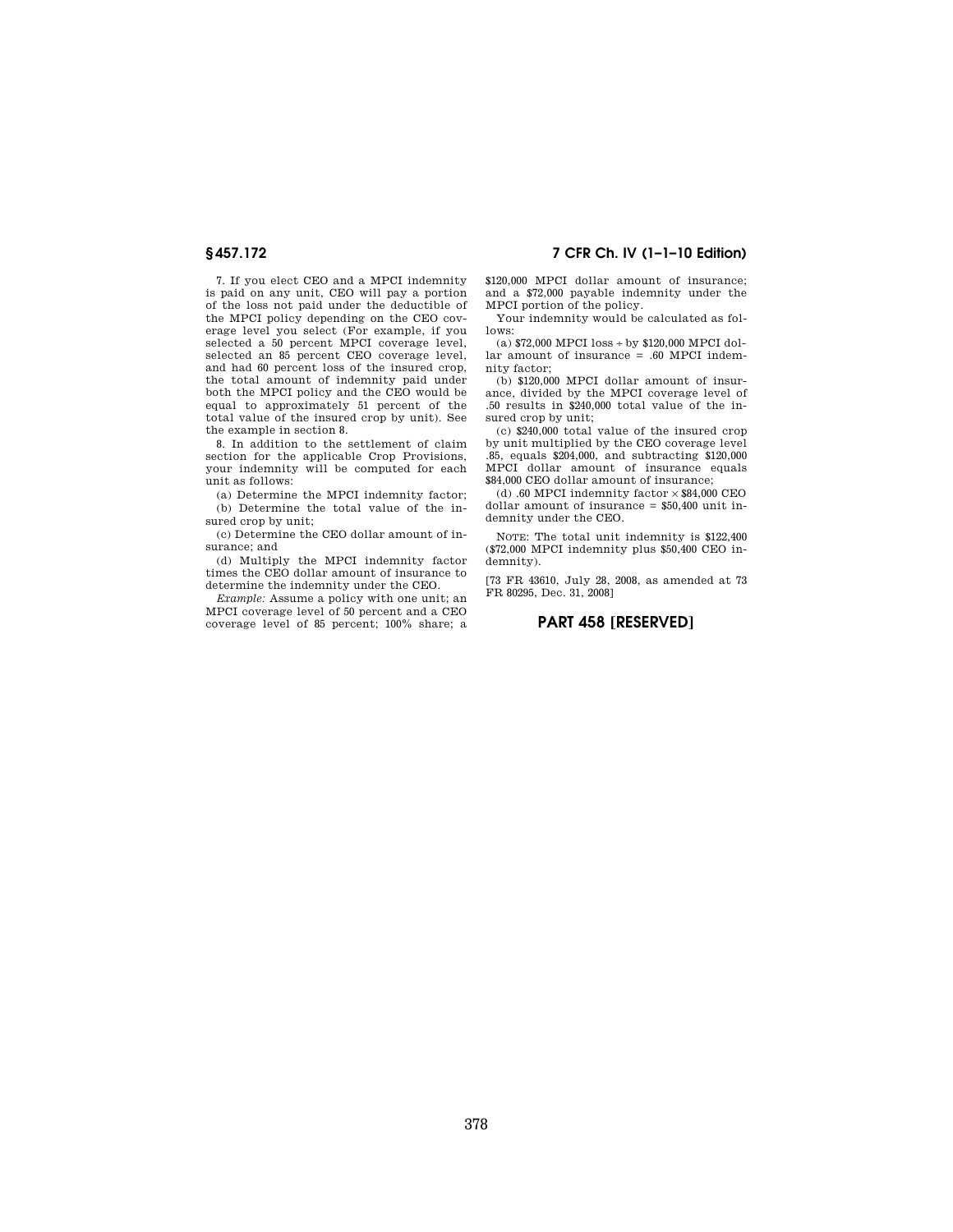7. If you elect CEO and a MPCI indemnity is paid on any unit, CEO will pay a portion of the loss not paid under the deductible of the MPCI policy depending on the CEO coverage level you select (For example, if you selected a 50 percent MPCI coverage level, selected an 85 percent CEO coverage level, and had 60 percent loss of the insured crop, the total amount of indemnity paid under both the MPCI policy and the CEO would be equal to approximately 51 percent of the total value of the insured crop by unit). See the example in section 8.

8. In addition to the settlement of claim section for the applicable Crop Provisions, your indemnity will be computed for each unit as follows:

(a) Determine the MPCI indemnity factor;

(b) Determine the total value of the insured crop by unit;

(c) Determine the CEO dollar amount of insurance; and

(d) Multiply the MPCI indemnity factor times the CEO dollar amount of insurance to determine the indemnity under the CEO.

*Example:* Assume a policy with one unit; an MPCI coverage level of 50 percent and a CEO coverage level of 85 percent; 100% share; a $120,000 MPCI dollar amount of insurance; and a $72,000 payable indemnity under the MPCI portion of the policy.

Your indemnity would be calculated as follows:

(a) $72,000 MPCI loss ÷ by $120,000 MPCI dollar amount of insurance = .60 MPCI indemnity factor;

(b) $120,000 MPCI dollar amount of insurance, divided by the MPCI coverage level of .50 results in $240,000 total value of the insured crop by unit;

(c) $240,000 total value of the insured crop by unit multiplied by the CEO coverage level .85, equals $204,000, and subtracting $120,000 MPCI dollar amount of insurance equals $84,000 CEO dollar amount of insurance;

(d) .60 MPCI indemnity factor × $84,000 CEO dollar amount of insurance = $50,400 unit indemnity under the CEO.

NOTE: The total unit indemnity is $122,400 ($72,000 MPCI indemnity plus $50,400 CEO indemnity).

[73 FR 43610, July 28, 2008, as amended at 73 FR 80295, Dec. 31, 2008]

# PART 458 [RESERVED]